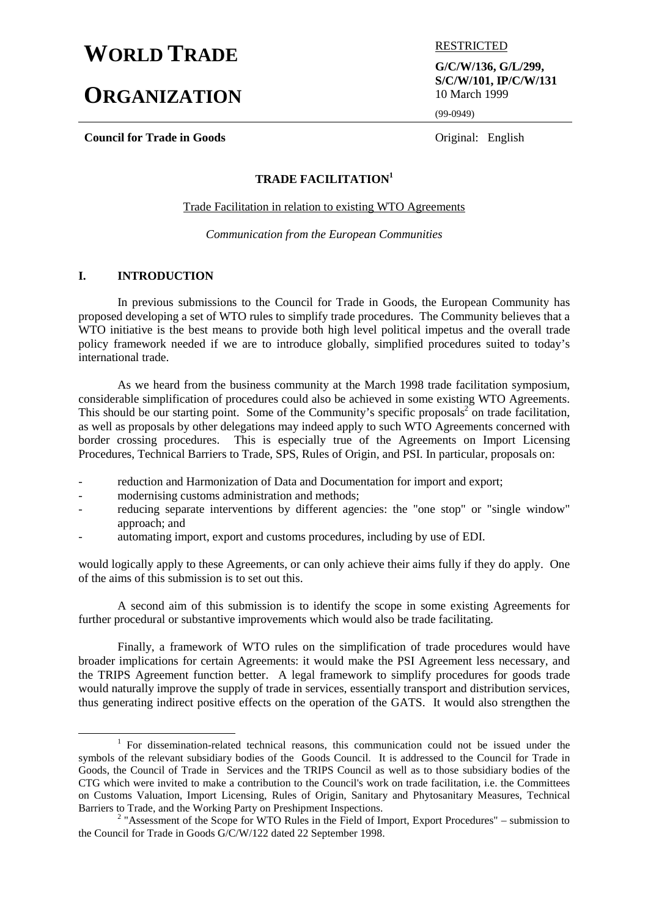# WORLD TRADE ORGANIZATION

RESTRICTED

**G/C/W/136, G/L/299, S/C/W/101, IP/C/W/131**
10 March 1999

(99-0949)

**Council for Trade in Goods**

Original: English

## TRADE FACILITATION[1]

Trade Facilitation in relation to existing WTO Agreements

*Communication from the European Communities*

### I. INTRODUCTION

In previous submissions to the Council for Trade in Goods, the European Community has proposed developing a set of WTO rules to simplify trade procedures. The Community believes that a WTO initiative is the best means to provide both high level political impetus and the overall trade policy framework needed if we are to introduce globally, simplified procedures suited to today's international trade.

As we heard from the business community at the March 1998 trade facilitation symposium, considerable simplification of procedures could also be achieved in some existing WTO Agreements. This should be our starting point. Some of the Community's specific proposals[2] on trade facilitation, as well as proposals by other delegations may indeed apply to such WTO Agreements concerned with border crossing procedures. This is especially true of the Agreements on Import Licensing Procedures, Technical Barriers to Trade, SPS, Rules of Origin, and PSI. In particular, proposals on:

- reduction and Harmonization of Data and Documentation for import and export;
- modernising customs administration and methods;
- reducing separate interventions by different agencies: the "one stop" or "single window" approach; and
- automating import, export and customs procedures, including by use of EDI.

would logically apply to these Agreements, or can only achieve their aims fully if they do apply. One of the aims of this submission is to set out this.

A second aim of this submission is to identify the scope in some existing Agreements for further procedural or substantive improvements which would also be trade facilitating.

Finally, a framework of WTO rules on the simplification of trade procedures would have broader implications for certain Agreements: it would make the PSI Agreement less necessary, and the TRIPS Agreement function better. A legal framework to simplify procedures for goods trade would naturally improve the supply of trade in services, essentially transport and distribution services, thus generating indirect positive effects on the operation of the GATS. It would also strengthen the

---

[1] For dissemination-related technical reasons, this communication could not be issued under the symbols of the relevant subsidiary bodies of the Goods Council. It is addressed to the Council for Trade in Goods, the Council of Trade in Services and the TRIPS Council as well as to those subsidiary bodies of the CTG which were invited to make a contribution to the Council's work on trade facilitation, i.e. the Committees on Customs Valuation, Import Licensing, Rules of Origin, Sanitary and Phytosanitary Measures, Technical Barriers to Trade, and the Working Party on Preshipment Inspections.

[2] "Assessment of the Scope for WTO Rules in the Field of Import, Export Procedures" – submission to the Council for Trade in Goods G/C/W/122 dated 22 September 1998.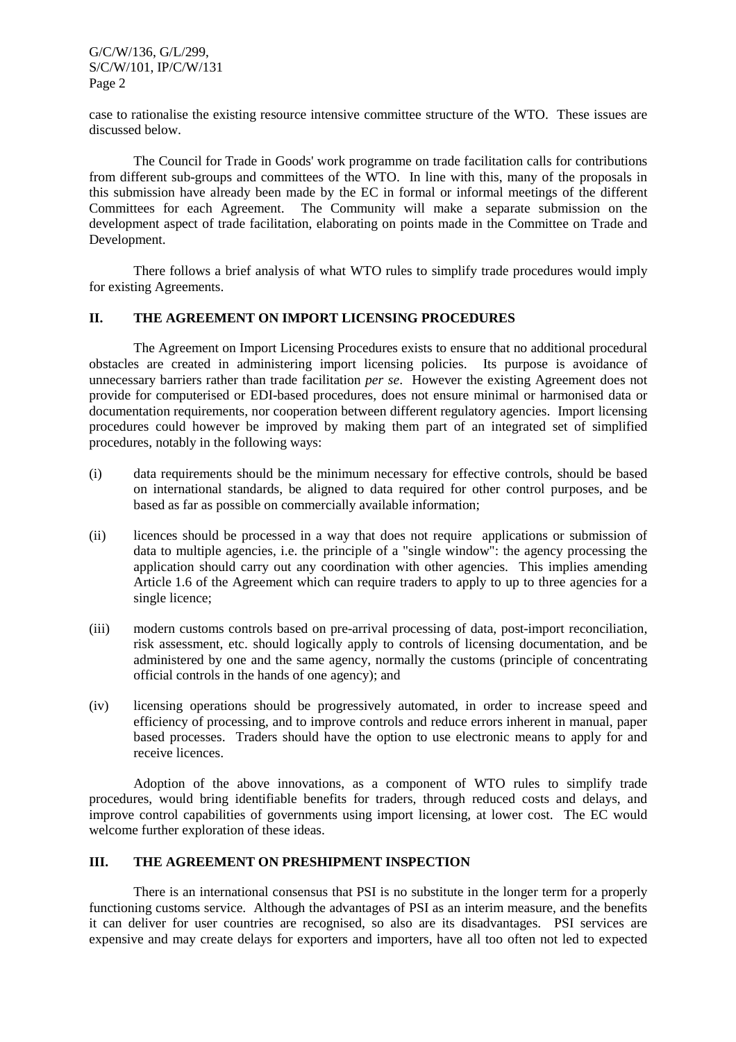case to rationalise the existing resource intensive committee structure of the WTO. These issues are discussed below.

The Council for Trade in Goods' work programme on trade facilitation calls for contributions from different sub-groups and committees of the WTO. In line with this, many of the proposals in this submission have already been made by the EC in formal or informal meetings of the different Committees for each Agreement. The Community will make a separate submission on the development aspect of trade facilitation, elaborating on points made in the Committee on Trade and Development.

There follows a brief analysis of what WTO rules to simplify trade procedures would imply for existing Agreements.

## II. THE AGREEMENT ON IMPORT LICENSING PROCEDURES

The Agreement on Import Licensing Procedures exists to ensure that no additional procedural obstacles are created in administering import licensing policies. Its purpose is avoidance of unnecessary barriers rather than trade facilitation *per se*. However the existing Agreement does not provide for computerised or EDI-based procedures, does not ensure minimal or harmonised data or documentation requirements, nor cooperation between different regulatory agencies. Import licensing procedures could however be improved by making them part of an integrated set of simplified procedures, notably in the following ways:

(i) data requirements should be the minimum necessary for effective controls, should be based on international standards, be aligned to data required for other control purposes, and be based as far as possible on commercially available information;

(ii) licences should be processed in a way that does not require applications or submission of data to multiple agencies, i.e. the principle of a "single window": the agency processing the application should carry out any coordination with other agencies. This implies amending Article 1.6 of the Agreement which can require traders to apply to up to three agencies for a single licence;

(iii) modern customs controls based on pre-arrival processing of data, post-import reconciliation, risk assessment, etc. should logically apply to controls of licensing documentation, and be administered by one and the same agency, normally the customs (principle of concentrating official controls in the hands of one agency); and

(iv) licensing operations should be progressively automated, in order to increase speed and efficiency of processing, and to improve controls and reduce errors inherent in manual, paper based processes. Traders should have the option to use electronic means to apply for and receive licences.

Adoption of the above innovations, as a component of WTO rules to simplify trade procedures, would bring identifiable benefits for traders, through reduced costs and delays, and improve control capabilities of governments using import licensing, at lower cost. The EC would welcome further exploration of these ideas.

## III. THE AGREEMENT ON PRESHIPMENT INSPECTION

There is an international consensus that PSI is no substitute in the longer term for a properly functioning customs service. Although the advantages of PSI as an interim measure, and the benefits it can deliver for user countries are recognised, so also are its disadvantages. PSI services are expensive and may create delays for exporters and importers, have all too often not led to expected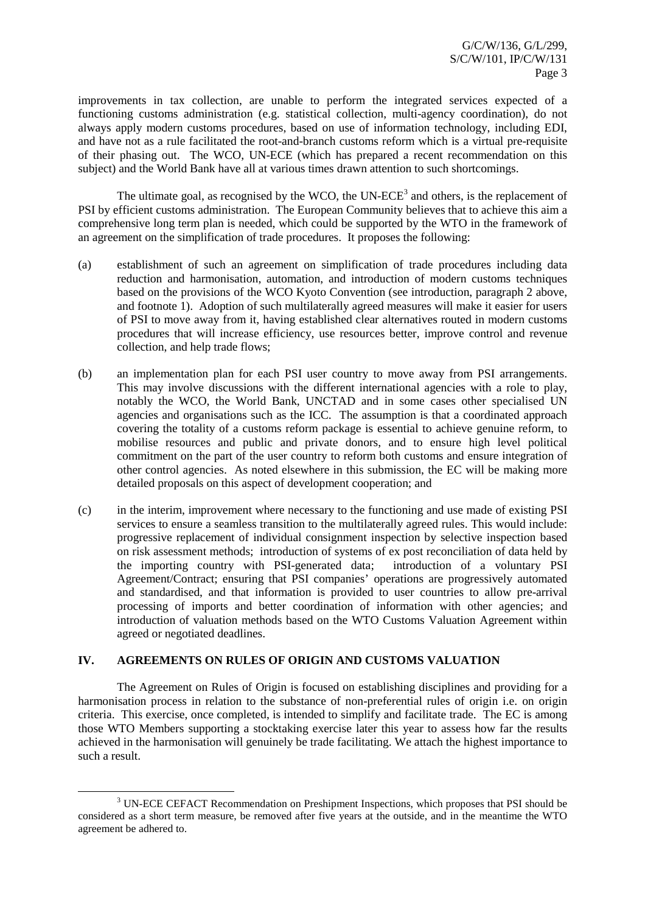improvements in tax collection, are unable to perform the integrated services expected of a functioning customs administration (e.g. statistical collection, multi-agency coordination), do not always apply modern customs procedures, based on use of information technology, including EDI, and have not as a rule facilitated the root-and-branch customs reform which is a virtual pre-requisite of their phasing out. The WCO, UN-ECE (which has prepared a recent recommendation on this subject) and the World Bank have all at various times drawn attention to such shortcomings.

The ultimate goal, as recognised by the WCO, the UN-ECE[3] and others, is the replacement of PSI by efficient customs administration. The European Community believes that to achieve this aim a comprehensive long term plan is needed, which could be supported by the WTO in the framework of an agreement on the simplification of trade procedures. It proposes the following:

(a) establishment of such an agreement on simplification of trade procedures including data reduction and harmonisation, automation, and introduction of modern customs techniques based on the provisions of the WCO Kyoto Convention (see introduction, paragraph 2 above, and footnote 1). Adoption of such multilaterally agreed measures will make it easier for users of PSI to move away from it, having established clear alternatives routed in modern customs procedures that will increase efficiency, use resources better, improve control and revenue collection, and help trade flows;

(b) an implementation plan for each PSI user country to move away from PSI arrangements. This may involve discussions with the different international agencies with a role to play, notably the WCO, the World Bank, UNCTAD and in some cases other specialised UN agencies and organisations such as the ICC. The assumption is that a coordinated approach covering the totality of a customs reform package is essential to achieve genuine reform, to mobilise resources and public and private donors, and to ensure high level political commitment on the part of the user country to reform both customs and ensure integration of other control agencies. As noted elsewhere in this submission, the EC will be making more detailed proposals on this aspect of development cooperation; and

(c) in the interim, improvement where necessary to the functioning and use made of existing PSI services to ensure a seamless transition to the multilaterally agreed rules. This would include: progressive replacement of individual consignment inspection by selective inspection based on risk assessment methods; introduction of systems of ex post reconciliation of data held by the importing country with PSI-generated data; introduction of a voluntary PSI Agreement/Contract; ensuring that PSI companies' operations are progressively automated and standardised, and that information is provided to user countries to allow pre-arrival processing of imports and better coordination of information with other agencies; and introduction of valuation methods based on the WTO Customs Valuation Agreement within agreed or negotiated deadlines.

## IV. AGREEMENTS ON RULES OF ORIGIN AND CUSTOMS VALUATION

The Agreement on Rules of Origin is focused on establishing disciplines and providing for a harmonisation process in relation to the substance of non-preferential rules of origin i.e. on origin criteria. This exercise, once completed, is intended to simplify and facilitate trade. The EC is among those WTO Members supporting a stocktaking exercise later this year to assess how far the results achieved in the harmonisation will genuinely be trade facilitating. We attach the highest importance to such a result.

---

[3] UN-ECE CEFACT Recommendation on Preshipment Inspections, which proposes that PSI should be considered as a short term measure, be removed after five years at the outside, and in the meantime the WTO agreement be adhered to.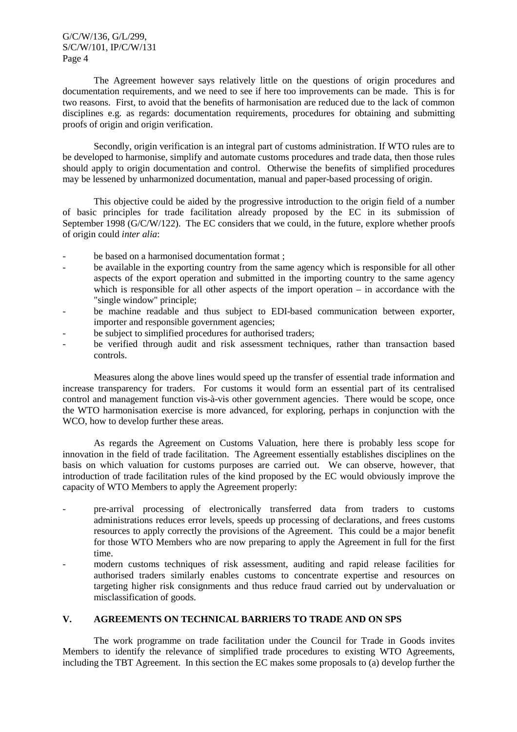The Agreement however says relatively little on the questions of origin procedures and documentation requirements, and we need to see if here too improvements can be made. This is for two reasons. First, to avoid that the benefits of harmonisation are reduced due to the lack of common disciplines e.g. as regards: documentation requirements, procedures for obtaining and submitting proofs of origin and origin verification.

Secondly, origin verification is an integral part of customs administration. If WTO rules are to be developed to harmonise, simplify and automate customs procedures and trade data, then those rules should apply to origin documentation and control. Otherwise the benefits of simplified procedures may be lessened by unharmonized documentation, manual and paper-based processing of origin.

This objective could be aided by the progressive introduction to the origin field of a number of basic principles for trade facilitation already proposed by the EC in its submission of September 1998 (G/C/W/122). The EC considers that we could, in the future, explore whether proofs of origin could *inter alia*:

- be based on a harmonised documentation format ;
- be available in the exporting country from the same agency which is responsible for all other aspects of the export operation and submitted in the importing country to the same agency which is responsible for all other aspects of the import operation – in accordance with the "single window" principle;
- be machine readable and thus subject to EDI-based communication between exporter, importer and responsible government agencies;
- be subject to simplified procedures for authorised traders;
- be verified through audit and risk assessment techniques, rather than transaction based controls.

Measures along the above lines would speed up the transfer of essential trade information and increase transparency for traders. For customs it would form an essential part of its centralised control and management function vis-à-vis other government agencies. There would be scope, once the WTO harmonisation exercise is more advanced, for exploring, perhaps in conjunction with the WCO, how to develop further these areas.

As regards the Agreement on Customs Valuation, here there is probably less scope for innovation in the field of trade facilitation. The Agreement essentially establishes disciplines on the basis on which valuation for customs purposes are carried out. We can observe, however, that introduction of trade facilitation rules of the kind proposed by the EC would obviously improve the capacity of WTO Members to apply the Agreement properly:

- pre-arrival processing of electronically transferred data from traders to customs administrations reduces error levels, speeds up processing of declarations, and frees customs resources to apply correctly the provisions of the Agreement. This could be a major benefit for those WTO Members who are now preparing to apply the Agreement in full for the first time.
- modern customs techniques of risk assessment, auditing and rapid release facilities for authorised traders similarly enables customs to concentrate expertise and resources on targeting higher risk consignments and thus reduce fraud carried out by undervaluation or misclassification of goods.

## V. AGREEMENTS ON TECHNICAL BARRIERS TO TRADE AND ON SPS

The work programme on trade facilitation under the Council for Trade in Goods invites Members to identify the relevance of simplified trade procedures to existing WTO Agreements, including the TBT Agreement. In this section the EC makes some proposals to (a) develop further the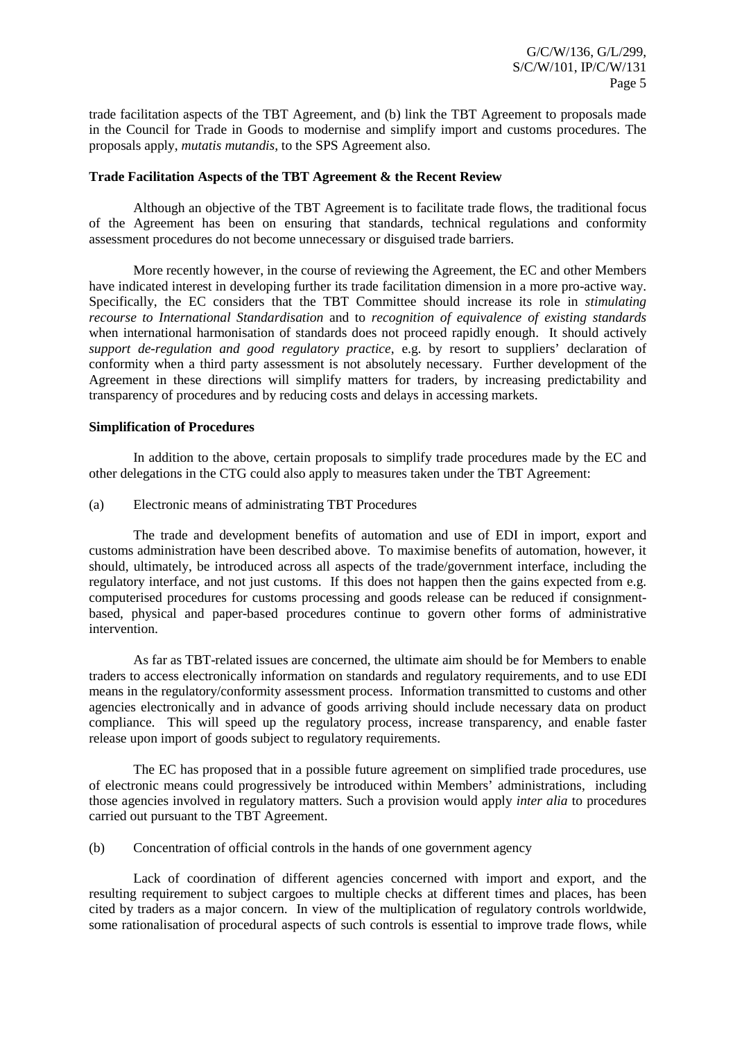trade facilitation aspects of the TBT Agreement, and (b) link the TBT Agreement to proposals made in the Council for Trade in Goods to modernise and simplify import and customs procedures. The proposals apply, *mutatis mutandis*, to the SPS Agreement also.

**Trade Facilitation Aspects of the TBT Agreement & the Recent Review**

Although an objective of the TBT Agreement is to facilitate trade flows, the traditional focus of the Agreement has been on ensuring that standards, technical regulations and conformity assessment procedures do not become unnecessary or disguised trade barriers.

More recently however, in the course of reviewing the Agreement, the EC and other Members have indicated interest in developing further its trade facilitation dimension in a more pro-active way. Specifically, the EC considers that the TBT Committee should increase its role in *stimulating recourse to International Standardisation* and to *recognition of equivalence of existing standards* when international harmonisation of standards does not proceed rapidly enough. It should actively *support de-regulation and good regulatory practice*, e.g. by resort to suppliers' declaration of conformity when a third party assessment is not absolutely necessary. Further development of the Agreement in these directions will simplify matters for traders, by increasing predictability and transparency of procedures and by reducing costs and delays in accessing markets.

**Simplification of Procedures**

In addition to the above, certain proposals to simplify trade procedures made by the EC and other delegations in the CTG could also apply to measures taken under the TBT Agreement:

(a) Electronic means of administrating TBT Procedures

The trade and development benefits of automation and use of EDI in import, export and customs administration have been described above. To maximise benefits of automation, however, it should, ultimately, be introduced across all aspects of the trade/government interface, including the regulatory interface, and not just customs. If this does not happen then the gains expected from e.g. computerised procedures for customs processing and goods release can be reduced if consignment-based, physical and paper-based procedures continue to govern other forms of administrative intervention.

As far as TBT-related issues are concerned, the ultimate aim should be for Members to enable traders to access electronically information on standards and regulatory requirements, and to use EDI means in the regulatory/conformity assessment process. Information transmitted to customs and other agencies electronically and in advance of goods arriving should include necessary data on product compliance. This will speed up the regulatory process, increase transparency, and enable faster release upon import of goods subject to regulatory requirements.

The EC has proposed that in a possible future agreement on simplified trade procedures, use of electronic means could progressively be introduced within Members' administrations, including those agencies involved in regulatory matters. Such a provision would apply *inter alia* to procedures carried out pursuant to the TBT Agreement.

(b) Concentration of official controls in the hands of one government agency

Lack of coordination of different agencies concerned with import and export, and the resulting requirement to subject cargoes to multiple checks at different times and places, has been cited by traders as a major concern. In view of the multiplication of regulatory controls worldwide, some rationalisation of procedural aspects of such controls is essential to improve trade flows, while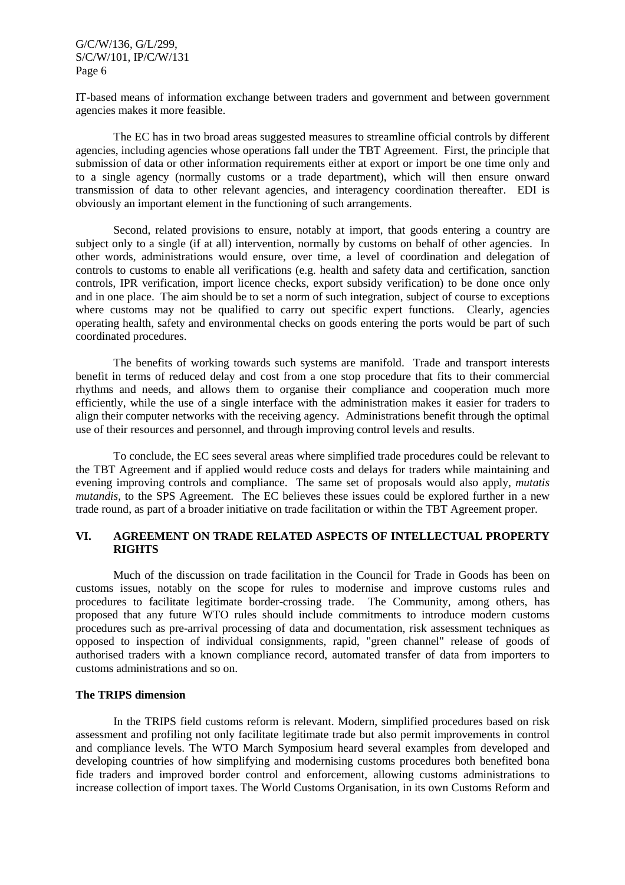IT-based means of information exchange between traders and government and between government agencies makes it more feasible.

The EC has in two broad areas suggested measures to streamline official controls by different agencies, including agencies whose operations fall under the TBT Agreement. First, the principle that submission of data or other information requirements either at export or import be one time only and to a single agency (normally customs or a trade department), which will then ensure onward transmission of data to other relevant agencies, and interagency coordination thereafter. EDI is obviously an important element in the functioning of such arrangements.

Second, related provisions to ensure, notably at import, that goods entering a country are subject only to a single (if at all) intervention, normally by customs on behalf of other agencies. In other words, administrations would ensure, over time, a level of coordination and delegation of controls to customs to enable all verifications (e.g. health and safety data and certification, sanction controls, IPR verification, import licence checks, export subsidy verification) to be done once only and in one place. The aim should be to set a norm of such integration, subject of course to exceptions where customs may not be qualified to carry out specific expert functions. Clearly, agencies operating health, safety and environmental checks on goods entering the ports would be part of such coordinated procedures.

The benefits of working towards such systems are manifold. Trade and transport interests benefit in terms of reduced delay and cost from a one stop procedure that fits to their commercial rhythms and needs, and allows them to organise their compliance and cooperation much more efficiently, while the use of a single interface with the administration makes it easier for traders to align their computer networks with the receiving agency. Administrations benefit through the optimal use of their resources and personnel, and through improving control levels and results.

To conclude, the EC sees several areas where simplified trade procedures could be relevant to the TBT Agreement and if applied would reduce costs and delays for traders while maintaining and evening improving controls and compliance. The same set of proposals would also apply, *mutatis mutandis*, to the SPS Agreement. The EC believes these issues could be explored further in a new trade round, as part of a broader initiative on trade facilitation or within the TBT Agreement proper.

## VI. AGREEMENT ON TRADE RELATED ASPECTS OF INTELLECTUAL PROPERTY RIGHTS

Much of the discussion on trade facilitation in the Council for Trade in Goods has been on customs issues, notably on the scope for rules to modernise and improve customs rules and procedures to facilitate legitimate border-crossing trade. The Community, among others, has proposed that any future WTO rules should include commitments to introduce modern customs procedures such as pre-arrival processing of data and documentation, risk assessment techniques as opposed to inspection of individual consignments, rapid, "green channel" release of goods of authorised traders with a known compliance record, automated transfer of data from importers to customs administrations and so on.

### The TRIPS dimension

In the TRIPS field customs reform is relevant. Modern, simplified procedures based on risk assessment and profiling not only facilitate legitimate trade but also permit improvements in control and compliance levels. The WTO March Symposium heard several examples from developed and developing countries of how simplifying and modernising customs procedures both benefited bona fide traders and improved border control and enforcement, allowing customs administrations to increase collection of import taxes. The World Customs Organisation, in its own Customs Reform and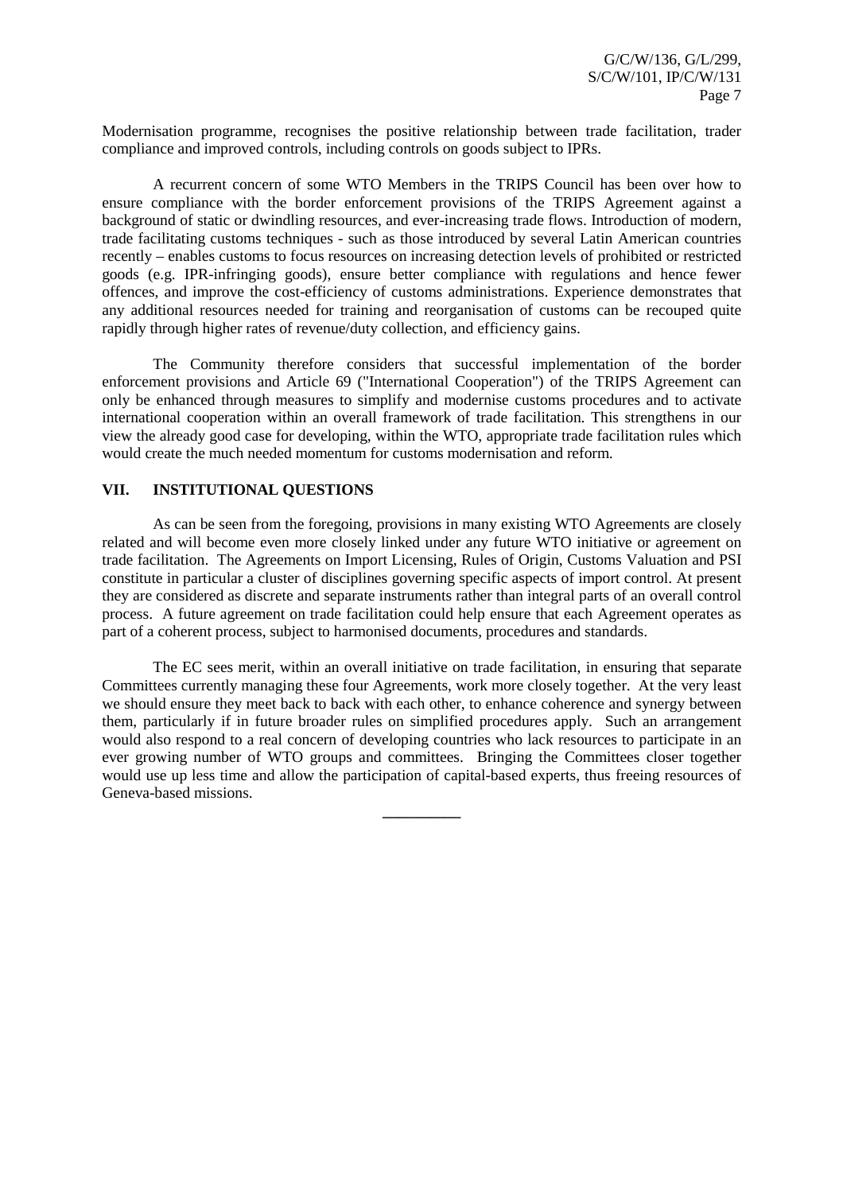Modernisation programme, recognises the positive relationship between trade facilitation, trader compliance and improved controls, including controls on goods subject to IPRs.

A recurrent concern of some WTO Members in the TRIPS Council has been over how to ensure compliance with the border enforcement provisions of the TRIPS Agreement against a background of static or dwindling resources, and ever-increasing trade flows. Introduction of modern, trade facilitating customs techniques - such as those introduced by several Latin American countries recently – enables customs to focus resources on increasing detection levels of prohibited or restricted goods (e.g. IPR-infringing goods), ensure better compliance with regulations and hence fewer offences, and improve the cost-efficiency of customs administrations. Experience demonstrates that any additional resources needed for training and reorganisation of customs can be recouped quite rapidly through higher rates of revenue/duty collection, and efficiency gains.

The Community therefore considers that successful implementation of the border enforcement provisions and Article 69 ("International Cooperation") of the TRIPS Agreement can only be enhanced through measures to simplify and modernise customs procedures and to activate international cooperation within an overall framework of trade facilitation. This strengthens in our view the already good case for developing, within the WTO, appropriate trade facilitation rules which would create the much needed momentum for customs modernisation and reform.

## VII. INSTITUTIONAL QUESTIONS

As can be seen from the foregoing, provisions in many existing WTO Agreements are closely related and will become even more closely linked under any future WTO initiative or agreement on trade facilitation. The Agreements on Import Licensing, Rules of Origin, Customs Valuation and PSI constitute in particular a cluster of disciplines governing specific aspects of import control. At present they are considered as discrete and separate instruments rather than integral parts of an overall control process. A future agreement on trade facilitation could help ensure that each Agreement operates as part of a coherent process, subject to harmonised documents, procedures and standards.

The EC sees merit, within an overall initiative on trade facilitation, in ensuring that separate Committees currently managing these four Agreements, work more closely together. At the very least we should ensure they meet back to back with each other, to enhance coherence and synergy between them, particularly if in future broader rules on simplified procedures apply. Such an arrangement would also respond to a real concern of developing countries who lack resources to participate in an ever growing number of WTO groups and committees. Bringing the Committees closer together would use up less time and allow the participation of capital-based experts, thus freeing resources of Geneva-based missions.

__________